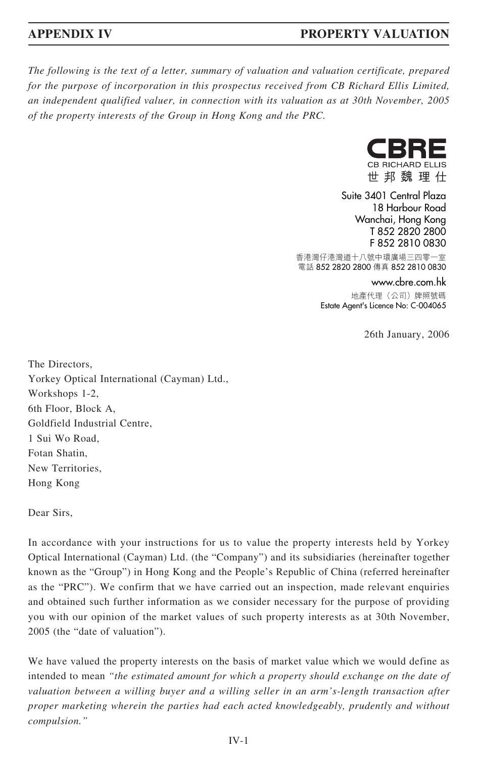The following is the text of a letter, summary of valuation and valuation certificate, prepared for the purpose of incorporation in this prospectus received from CB Richard Ellis Limited, an independent qualified valuer, in connection with its valuation as at 30th November, 2005 of the property interests of the Group in Hong Kong and the PRC.

**CBRE**
CB RICHARD ELLIS
世 邦 魏 理 仕

Suite 3401 Central Plaza
18 Harbour Road
Wanchai, Hong Kong
T 852 2820 2800
F 852 2810 0830

香港灣仔港灣道十八號中環廣場三四零一室
電話 852 2820 2800 傳真 852 2810 0830

www.cbre.com.hk

地產代理（公司）牌照號碼
Estate Agent's Licence No: C-004065

26th January, 2006

The Directors,
Yorkey Optical International (Cayman) Ltd.,
Workshops 1-2,
6th Floor, Block A,
Goldfield Industrial Centre,
1 Sui Wo Road,
Fotan Shatin,
New Territories,
Hong Kong

Dear Sirs,

In accordance with your instructions for us to value the property interests held by Yorkey Optical International (Cayman) Ltd. (the "Company") and its subsidiaries (hereinafter together known as the "Group") in Hong Kong and the People's Republic of China (referred hereinafter as the "PRC"). We confirm that we have carried out an inspection, made relevant enquiries and obtained such further information as we consider necessary for the purpose of providing you with our opinion of the market values of such property interests as at 30th November, 2005 (the "date of valuation").

We have valued the property interests on the basis of market value which we would define as intended to mean *"the estimated amount for which a property should exchange on the date of valuation between a willing buyer and a willing seller in an arm's-length transaction after proper marketing wherein the parties had each acted knowledgeably, prudently and without compulsion."*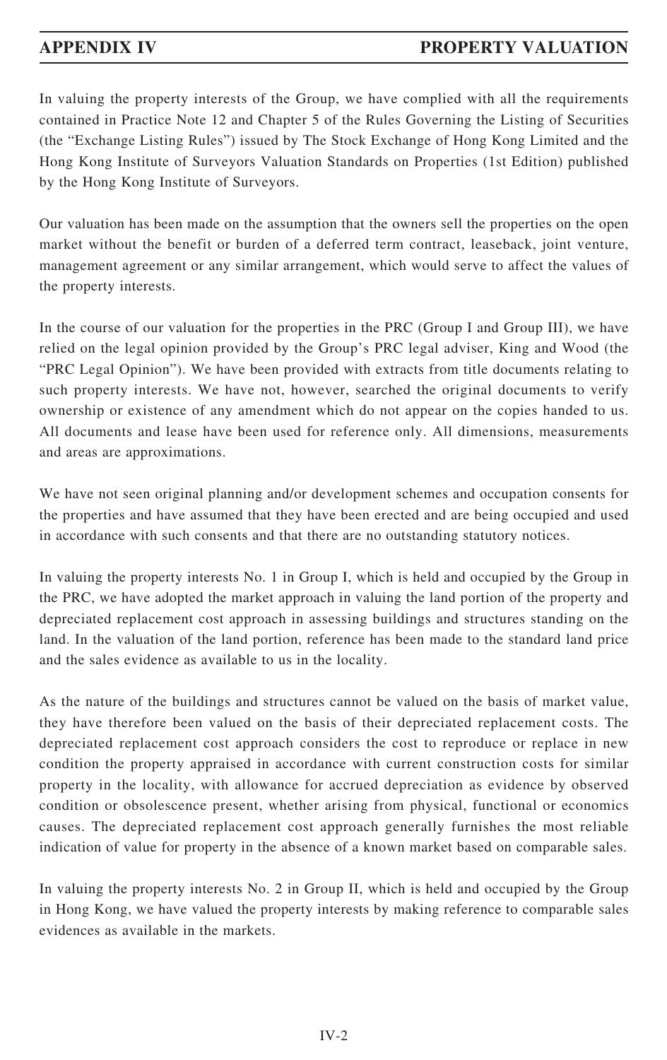In valuing the property interests of the Group, we have complied with all the requirements contained in Practice Note 12 and Chapter 5 of the Rules Governing the Listing of Securities (the "Exchange Listing Rules") issued by The Stock Exchange of Hong Kong Limited and the Hong Kong Institute of Surveyors Valuation Standards on Properties (1st Edition) published by the Hong Kong Institute of Surveyors.

Our valuation has been made on the assumption that the owners sell the properties on the open market without the benefit or burden of a deferred term contract, leaseback, joint venture, management agreement or any similar arrangement, which would serve to affect the values of the property interests.

In the course of our valuation for the properties in the PRC (Group I and Group III), we have relied on the legal opinion provided by the Group's PRC legal adviser, King and Wood (the "PRC Legal Opinion"). We have been provided with extracts from title documents relating to such property interests. We have not, however, searched the original documents to verify ownership or existence of any amendment which do not appear on the copies handed to us. All documents and lease have been used for reference only. All dimensions, measurements and areas are approximations.

We have not seen original planning and/or development schemes and occupation consents for the properties and have assumed that they have been erected and are being occupied and used in accordance with such consents and that there are no outstanding statutory notices.

In valuing the property interests No. 1 in Group I, which is held and occupied by the Group in the PRC, we have adopted the market approach in valuing the land portion of the property and depreciated replacement cost approach in assessing buildings and structures standing on the land. In the valuation of the land portion, reference has been made to the standard land price and the sales evidence as available to us in the locality.

As the nature of the buildings and structures cannot be valued on the basis of market value, they have therefore been valued on the basis of their depreciated replacement costs. The depreciated replacement cost approach considers the cost to reproduce or replace in new condition the property appraised in accordance with current construction costs for similar property in the locality, with allowance for accrued depreciation as evidence by observed condition or obsolescence present, whether arising from physical, functional or economics causes. The depreciated replacement cost approach generally furnishes the most reliable indication of value for property in the absence of a known market based on comparable sales.

In valuing the property interests No. 2 in Group II, which is held and occupied by the Group in Hong Kong, we have valued the property interests by making reference to comparable sales evidences as available in the markets.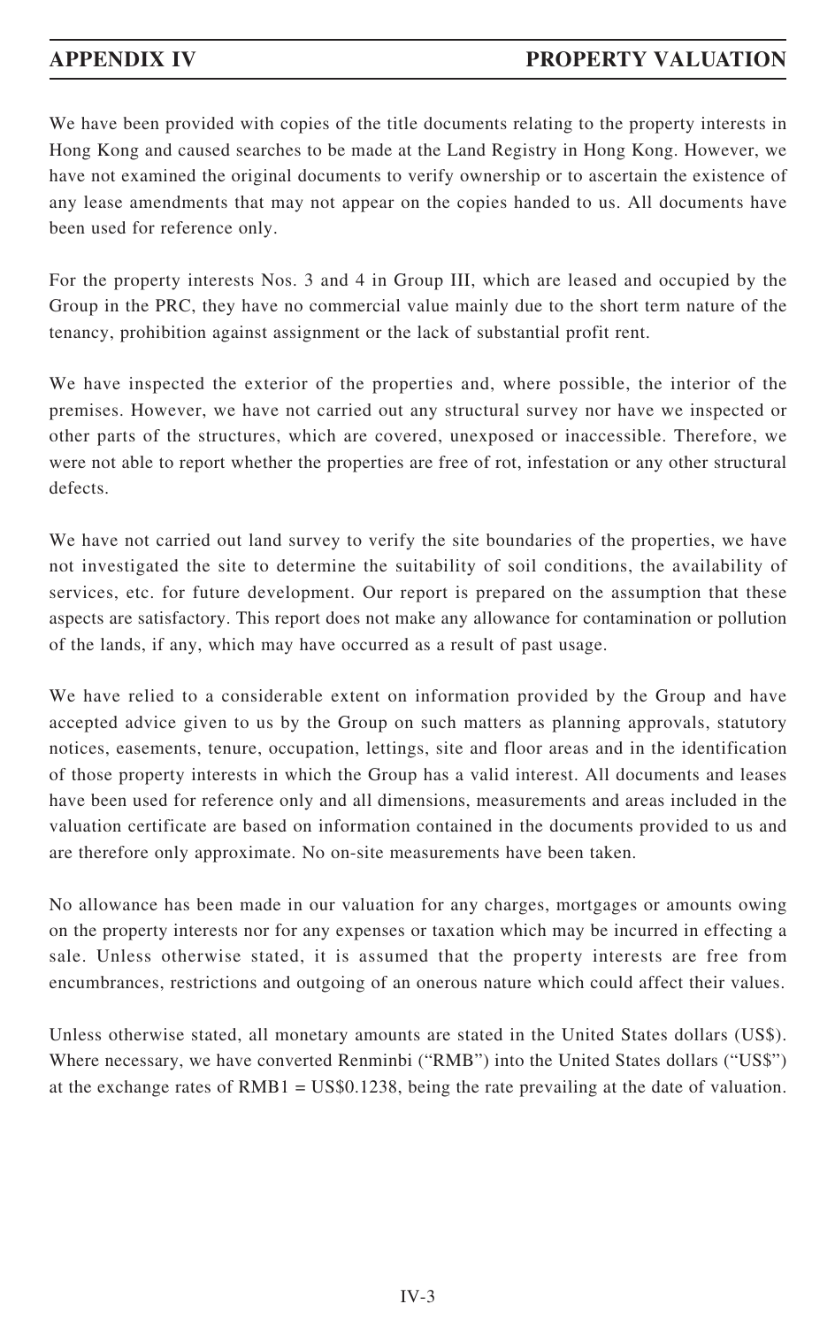We have been provided with copies of the title documents relating to the property interests in Hong Kong and caused searches to be made at the Land Registry in Hong Kong. However, we have not examined the original documents to verify ownership or to ascertain the existence of any lease amendments that may not appear on the copies handed to us. All documents have been used for reference only.

For the property interests Nos. 3 and 4 in Group III, which are leased and occupied by the Group in the PRC, they have no commercial value mainly due to the short term nature of the tenancy, prohibition against assignment or the lack of substantial profit rent.

We have inspected the exterior of the properties and, where possible, the interior of the premises. However, we have not carried out any structural survey nor have we inspected or other parts of the structures, which are covered, unexposed or inaccessible. Therefore, we were not able to report whether the properties are free of rot, infestation or any other structural defects.

We have not carried out land survey to verify the site boundaries of the properties, we have not investigated the site to determine the suitability of soil conditions, the availability of services, etc. for future development. Our report is prepared on the assumption that these aspects are satisfactory. This report does not make any allowance for contamination or pollution of the lands, if any, which may have occurred as a result of past usage.

We have relied to a considerable extent on information provided by the Group and have accepted advice given to us by the Group on such matters as planning approvals, statutory notices, easements, tenure, occupation, lettings, site and floor areas and in the identification of those property interests in which the Group has a valid interest. All documents and leases have been used for reference only and all dimensions, measurements and areas included in the valuation certificate are based on information contained in the documents provided to us and are therefore only approximate. No on-site measurements have been taken.

No allowance has been made in our valuation for any charges, mortgages or amounts owing on the property interests nor for any expenses or taxation which may be incurred in effecting a sale. Unless otherwise stated, it is assumed that the property interests are free from encumbrances, restrictions and outgoing of an onerous nature which could affect their values.

Unless otherwise stated, all monetary amounts are stated in the United States dollars (US$). Where necessary, we have converted Renminbi ("RMB") into the United States dollars ("US$") at the exchange rates of RMB1 = US$0.1238, being the rate prevailing at the date of valuation.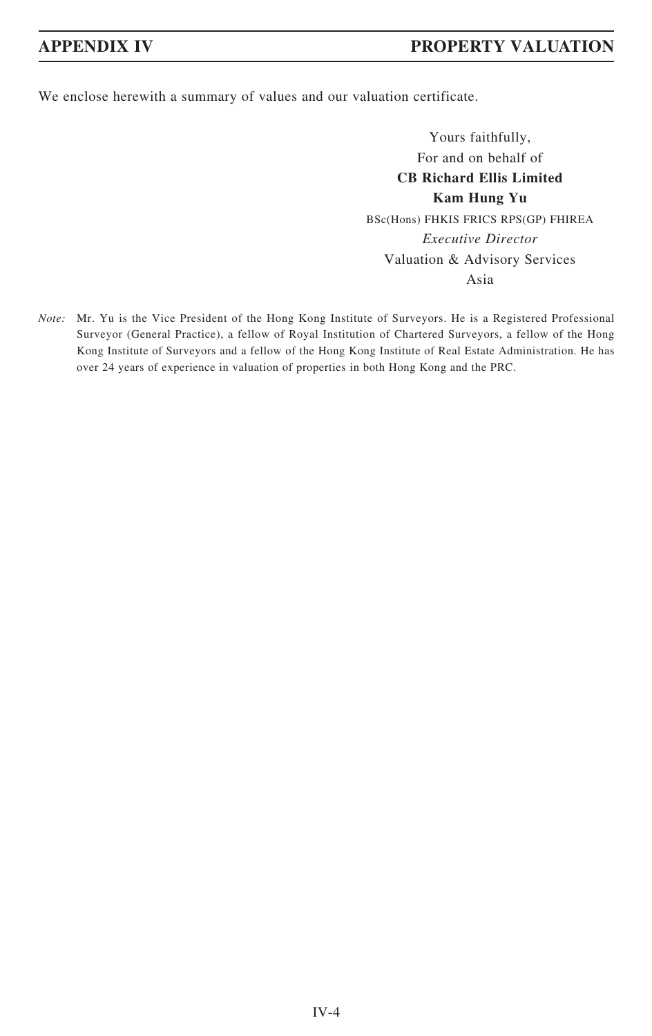We enclose herewith a summary of values and our valuation certificate.

Yours faithfully,
For and on behalf of
**CB Richard Ellis Limited**
**Kam Hung Yu**
BSc(Hons) FHKIS FRICS RPS(GP) FHIREA
*Executive Director*
Valuation & Advisory Services
Asia

*Note:* Mr. Yu is the Vice President of the Hong Kong Institute of Surveyors. He is a Registered Professional Surveyor (General Practice), a fellow of Royal Institution of Chartered Surveyors, a fellow of the Hong Kong Institute of Surveyors and a fellow of the Hong Kong Institute of Real Estate Administration. He has over 24 years of experience in valuation of properties in both Hong Kong and the PRC.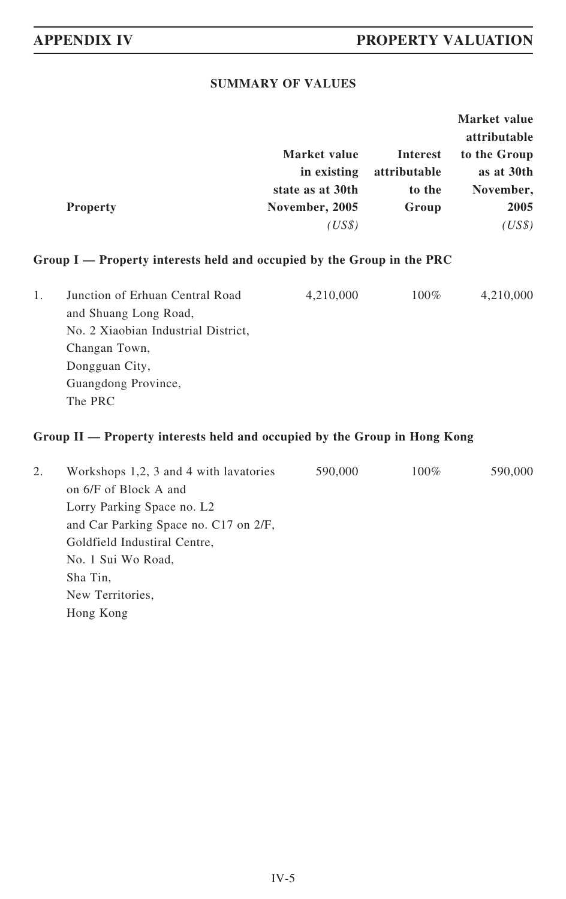## SUMMARY OF VALUES

| | Property | Market value in existing state as at 30th November, 2005 *(US$)* | Interest attributable to the Group | Market value attributable to the Group as at 30th November, 2005 *(US$)* |
|---|---|---|---|---|
| **Group I — Property interests held and occupied by the Group in the PRC** | | | | |
| 1. | Junction of Erhuan Central Road and Shuang Long Road, No. 2 Xiaobian Industrial District, Changan Town, Dongguan City, Guangdong Province, The PRC | 4,210,000 | 100% | 4,210,000 |
| **Group II — Property interests held and occupied by the Group in Hong Kong** | | | | |
| 2. | Workshops 1,2, 3 and 4 with lavatories on 6/F of Block A and Lorry Parking Space no. L2 and Car Parking Space no. C17 on 2/F, Goldfield Industiral Centre, No. 1 Sui Wo Road, Sha Tin, New Territories, Hong Kong | 590,000 | 100% | 590,000 |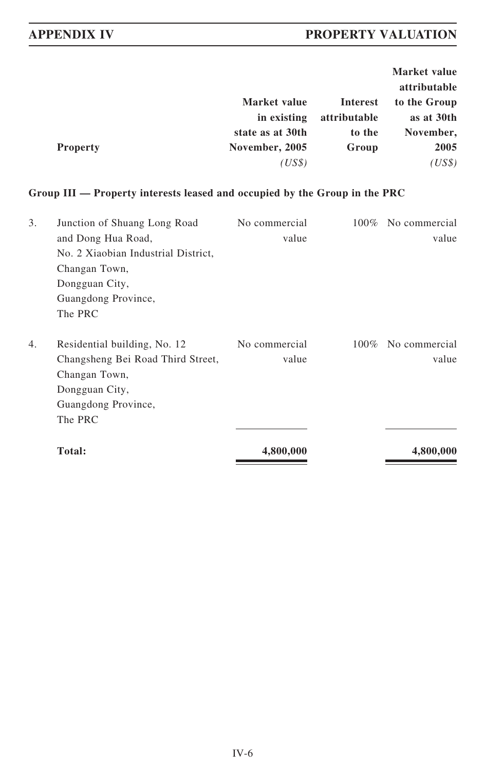| | Property | Market value in existing state as at 30th November, 2005 | Interest attributable to the Group | Market value attributable to the Group as at 30th November, 2005 |
|---|---|---|---|---|
| | | *(US$)* | | *(US$)* |
| | **Group III — Property interests leased and occupied by the Group in the PRC** | | | |
| 3. | Junction of Shuang Long Road and Dong Hua Road, No. 2 Xiaobian Industrial District, Changan Town, Dongguan City, Guangdong Province, The PRC | No commercial value | 100% | No commercial value |
| 4. | Residential building, No. 12 Changsheng Bei Road Third Street, Changan Town, Dongguan City, Guangdong Province, The PRC | No commercial value | 100% | No commercial value |
| | **Total:** | **4,800,000** | | **4,800,000** |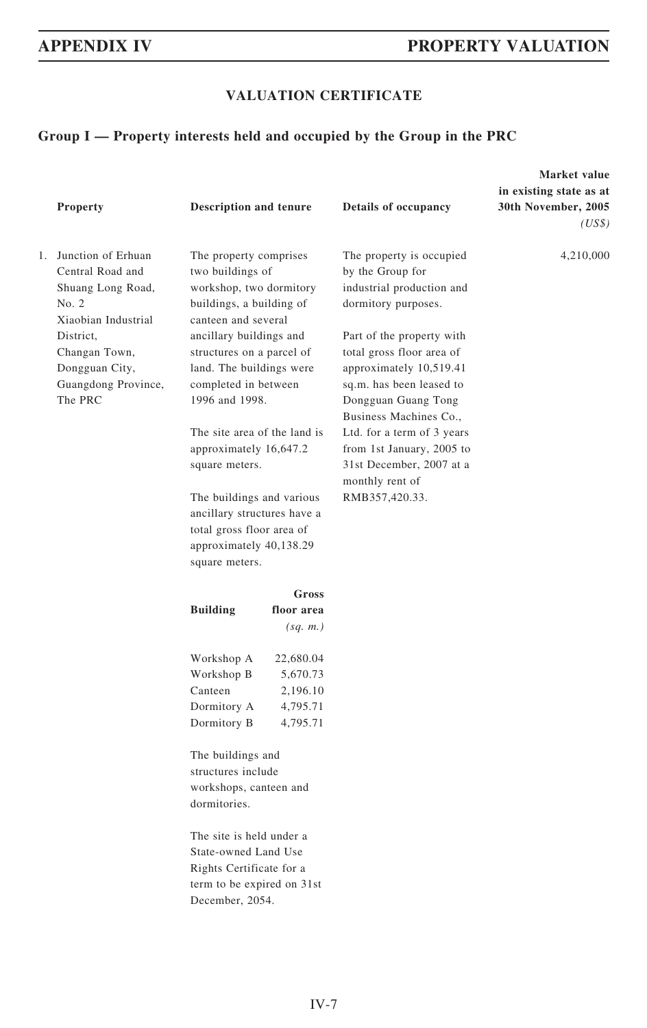## VALUATION CERTIFICATE

### Group I — Property interests held and occupied by the Group in the PRC

| | Property | Description and tenure | Details of occupancy | Market value in existing state as at 30th November, 2005 *(US$)* |
|---|---|---|---|---|
| 1. | Junction of Erhuan Central Road and Shuang Long Road, No. 2 Xiaobian Industrial District, Changan Town, Dongguan City, Guangdong Province, The PRC | The property comprises two buildings of workshop, two dormitory buildings, a building of canteen and several ancillary buildings and structures on a parcel of land. The buildings were completed in between 1996 and 1998.<br><br>The site area of the land is approximately 16,647.2 square meters.<br><br>The buildings and various ancillary structures have a total gross floor area of approximately 40,138.29 square meters. | The property is occupied by the Group for industrial production and dormitory purposes.<br><br>Part of the property with total gross floor area of approximately 10,519.41 sq.m. has been leased to Dongguan Guang Tong Business Machines Co., Ltd. for a term of 3 years from 1st January, 2005 to 31st December, 2007 at a monthly rent of RMB357,420.33. | 4,210,000 |

| Building | Gross floor area *(sq. m.)* |
|---|---|
| Workshop A | 22,680.04 |
| Workshop B | 5,670.73 |
| Canteen | 2,196.10 |
| Dormitory A | 4,795.71 |
| Dormitory B | 4,795.71 |

The buildings and structures include workshops, canteen and dormitories.

The site is held under a State-owned Land Use Rights Certificate for a term to be expired on 31st December, 2054.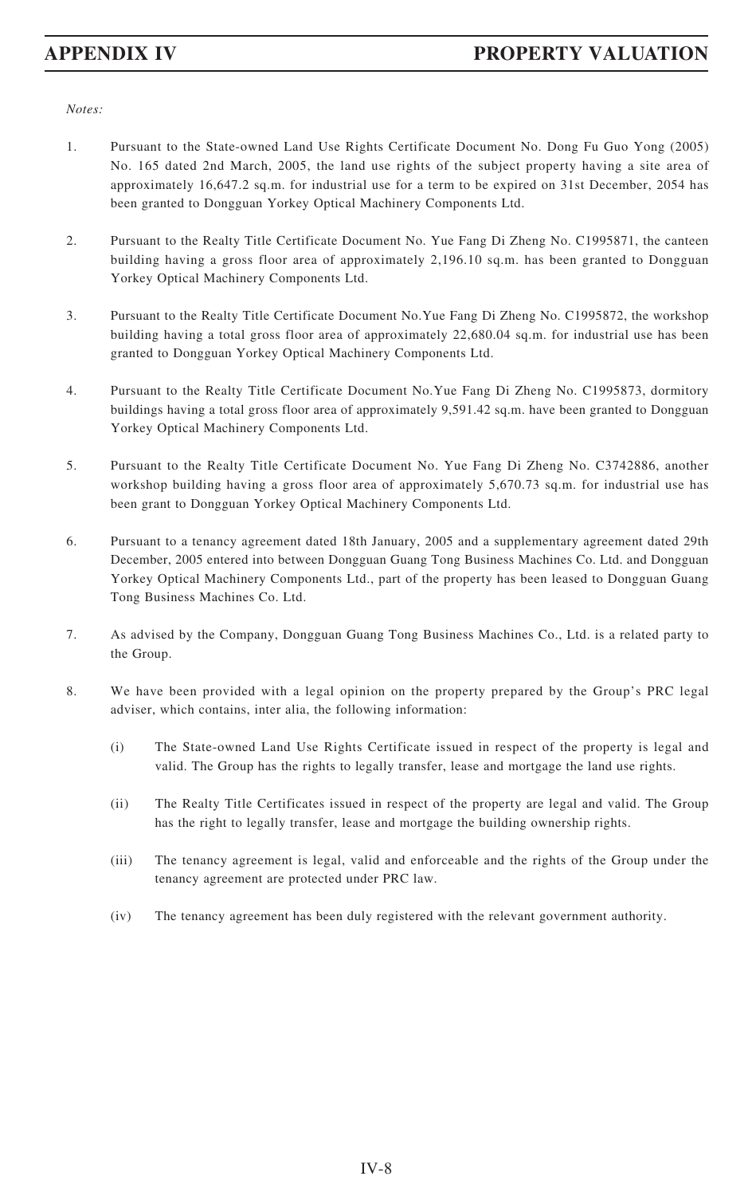*Notes:*

1. Pursuant to the State-owned Land Use Rights Certificate Document No. Dong Fu Guo Yong (2005) No. 165 dated 2nd March, 2005, the land use rights of the subject property having a site area of approximately 16,647.2 sq.m. for industrial use for a term to be expired on 31st December, 2054 has been granted to Dongguan Yorkey Optical Machinery Components Ltd.

2. Pursuant to the Realty Title Certificate Document No. Yue Fang Di Zheng No. C1995871, the canteen building having a gross floor area of approximately 2,196.10 sq.m. has been granted to Dongguan Yorkey Optical Machinery Components Ltd.

3. Pursuant to the Realty Title Certificate Document No.Yue Fang Di Zheng No. C1995872, the workshop building having a total gross floor area of approximately 22,680.04 sq.m. for industrial use has been granted to Dongguan Yorkey Optical Machinery Components Ltd.

4. Pursuant to the Realty Title Certificate Document No.Yue Fang Di Zheng No. C1995873, dormitory buildings having a total gross floor area of approximately 9,591.42 sq.m. have been granted to Dongguan Yorkey Optical Machinery Components Ltd.

5. Pursuant to the Realty Title Certificate Document No. Yue Fang Di Zheng No. C3742886, another workshop building having a gross floor area of approximately 5,670.73 sq.m. for industrial use has been grant to Dongguan Yorkey Optical Machinery Components Ltd.

6. Pursuant to a tenancy agreement dated 18th January, 2005 and a supplementary agreement dated 29th December, 2005 entered into between Dongguan Guang Tong Business Machines Co. Ltd. and Dongguan Yorkey Optical Machinery Components Ltd., part of the property has been leased to Dongguan Guang Tong Business Machines Co. Ltd.

7. As advised by the Company, Dongguan Guang Tong Business Machines Co., Ltd. is a related party to the Group.

8. We have been provided with a legal opinion on the property prepared by the Group's PRC legal adviser, which contains, inter alia, the following information:

   (i) The State-owned Land Use Rights Certificate issued in respect of the property is legal and valid. The Group has the rights to legally transfer, lease and mortgage the land use rights.

   (ii) The Realty Title Certificates issued in respect of the property are legal and valid. The Group has the right to legally transfer, lease and mortgage the building ownership rights.

   (iii) The tenancy agreement is legal, valid and enforceable and the rights of the Group under the tenancy agreement are protected under PRC law.

   (iv) The tenancy agreement has been duly registered with the relevant government authority.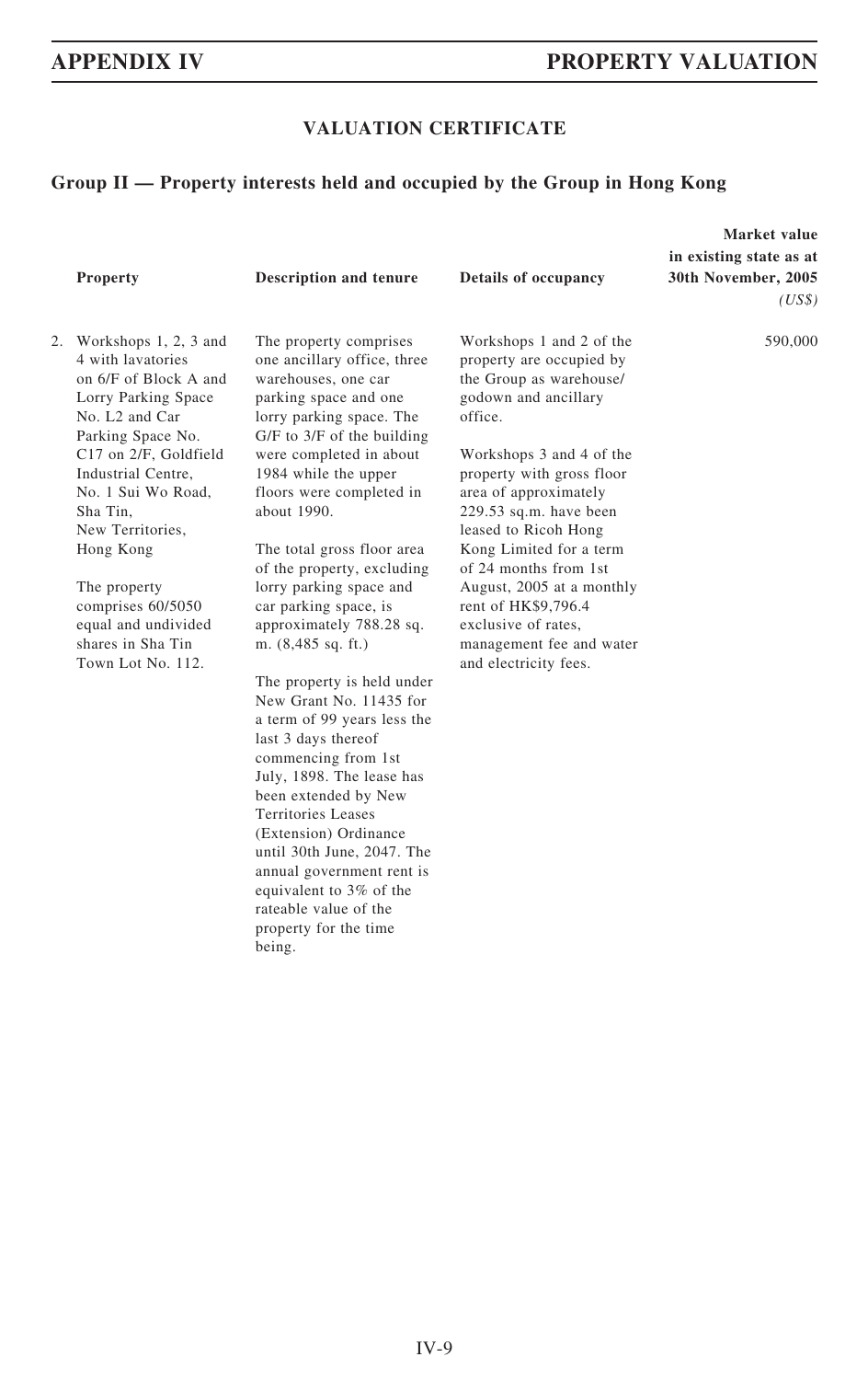## VALUATION CERTIFICATE

### Group II — Property interests held and occupied by the Group in Hong Kong

| | Property | Description and tenure | Details of occupancy | Market value in existing state as at 30th November, 2005 *(US$)* |
|---|---|---|---|---|
| 2. | Workshops 1, 2, 3 and 4 with lavatories on 6/F of Block A and Lorry Parking Space No. L2 and Car Parking Space No. C17 on 2/F, Goldfield Industrial Centre, No. 1 Sui Wo Road, Sha Tin, New Territories, Hong Kong<br><br>The property comprises 60/5050 equal and undivided shares in Sha Tin Town Lot No. 112. | The property comprises one ancillary office, three warehouses, one car parking space and one lorry parking space. The G/F to 3/F of the building were completed in about 1984 while the upper floors were completed in about 1990.<br><br>The total gross floor area of the property, excluding lorry parking space and car parking space, is approximately 788.28 sq. m. (8,485 sq. ft.)<br><br>The property is held under New Grant No. 11435 for a term of 99 years less the last 3 days thereof commencing from 1st July, 1898. The lease has been extended by New Territories Leases (Extension) Ordinance until 30th June, 2047. The annual government rent is equivalent to 3% of the rateable value of the property for the time being. | Workshops 1 and 2 of the property are occupied by the Group as warehouse/ godown and ancillary office.<br><br>Workshops 3 and 4 of the property with gross floor area of approximately 229.53 sq.m. have been leased to Ricoh Hong Kong Limited for a term of 24 months from 1st August, 2005 at a monthly rent of HK$9,796.4 exclusive of rates, management fee and water and electricity fees. | 590,000 |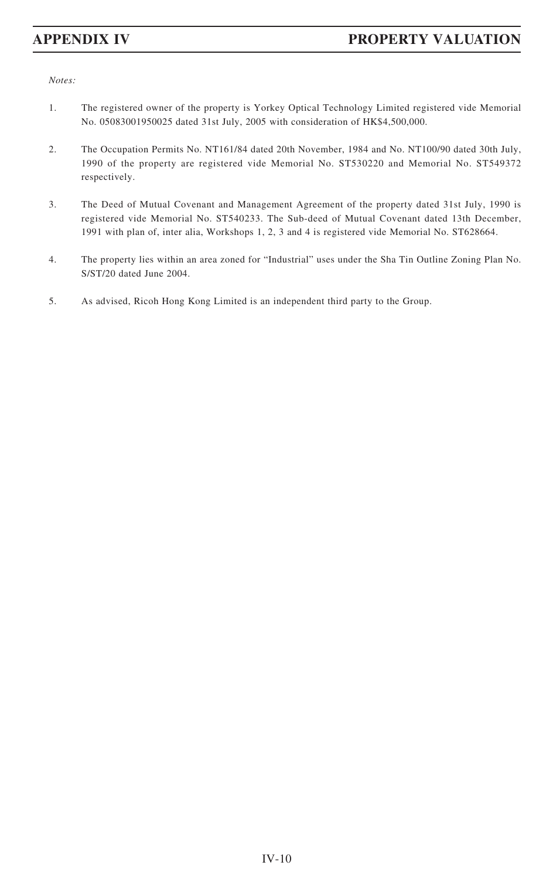*Notes:*

1. The registered owner of the property is Yorkey Optical Technology Limited registered vide Memorial No. 05083001950025 dated 31st July, 2005 with consideration of HK$4,500,000.

2. The Occupation Permits No. NT161/84 dated 20th November, 1984 and No. NT100/90 dated 30th July, 1990 of the property are registered vide Memorial No. ST530220 and Memorial No. ST549372 respectively.

3. The Deed of Mutual Covenant and Management Agreement of the property dated 31st July, 1990 is registered vide Memorial No. ST540233. The Sub-deed of Mutual Covenant dated 13th December, 1991 with plan of, inter alia, Workshops 1, 2, 3 and 4 is registered vide Memorial No. ST628664.

4. The property lies within an area zoned for "Industrial" uses under the Sha Tin Outline Zoning Plan No. S/ST/20 dated June 2004.

5. As advised, Ricoh Hong Kong Limited is an independent third party to the Group.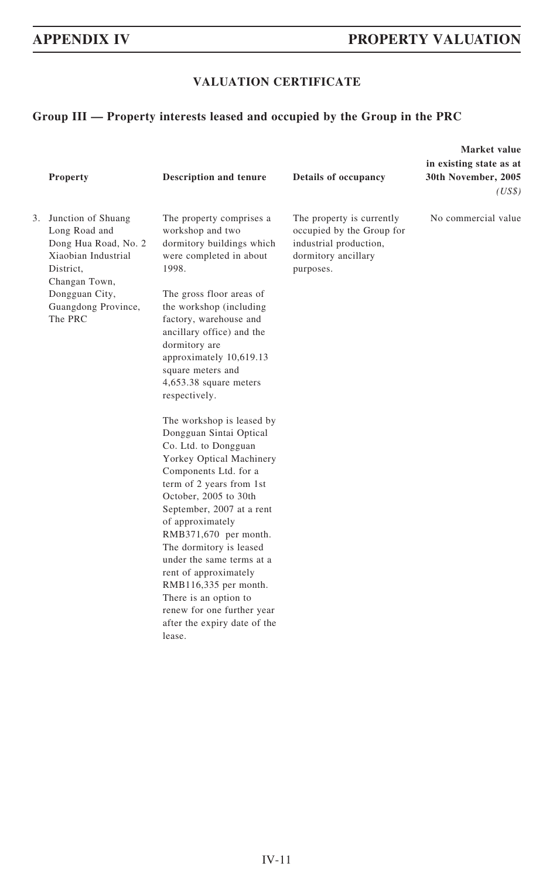## VALUATION CERTIFICATE

### Group III — Property interests leased and occupied by the Group in the PRC

| | Property | Description and tenure | Details of occupancy | Market value in existing state as at 30th November, 2005 *(US$)* |
|---|---|---|---|---|
| 3. | Junction of Shuang Long Road and Dong Hua Road, No. 2 Xiaobian Industrial District, Changan Town, Dongguan City, Guangdong Province, The PRC | The property comprises a workshop and two dormitory buildings which were completed in about 1998.<br><br>The gross floor areas of the workshop (including factory, warehouse and ancillary office) and the dormitory are approximately 10,619.13 square meters and 4,653.38 square meters respectively.<br><br>The workshop is leased by Dongguan Sintai Optical Co. Ltd. to Dongguan Yorkey Optical Machinery Components Ltd. for a term of 2 years from 1st October, 2005 to 30th September, 2007 at a rent of approximately RMB371,670 per month. The dormitory is leased under the same terms at a rent of approximately RMB116,335 per month. There is an option to renew for one further year after the expiry date of the lease. | The property is currently occupied by the Group for industrial production, dormitory ancillary purposes. | No commercial value |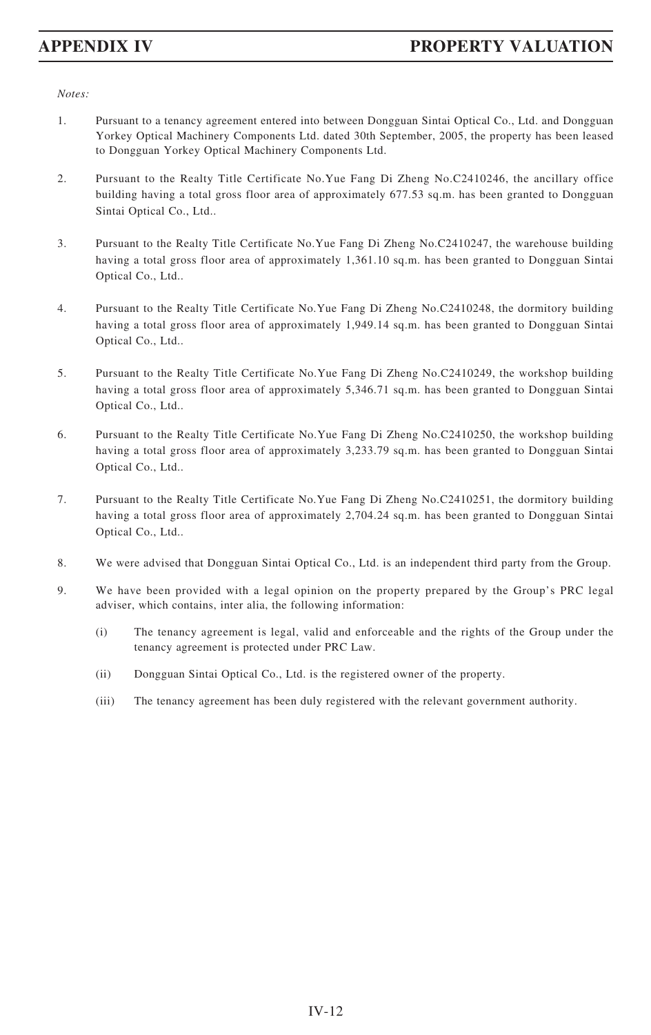*Notes:*

1. Pursuant to a tenancy agreement entered into between Dongguan Sintai Optical Co., Ltd. and Dongguan Yorkey Optical Machinery Components Ltd. dated 30th September, 2005, the property has been leased to Dongguan Yorkey Optical Machinery Components Ltd.

2. Pursuant to the Realty Title Certificate No.Yue Fang Di Zheng No.C2410246, the ancillary office building having a total gross floor area of approximately 677.53 sq.m. has been granted to Dongguan Sintai Optical Co., Ltd..

3. Pursuant to the Realty Title Certificate No.Yue Fang Di Zheng No.C2410247, the warehouse building having a total gross floor area of approximately 1,361.10 sq.m. has been granted to Dongguan Sintai Optical Co., Ltd..

4. Pursuant to the Realty Title Certificate No.Yue Fang Di Zheng No.C2410248, the dormitory building having a total gross floor area of approximately 1,949.14 sq.m. has been granted to Dongguan Sintai Optical Co., Ltd..

5. Pursuant to the Realty Title Certificate No.Yue Fang Di Zheng No.C2410249, the workshop building having a total gross floor area of approximately 5,346.71 sq.m. has been granted to Dongguan Sintai Optical Co., Ltd..

6. Pursuant to the Realty Title Certificate No.Yue Fang Di Zheng No.C2410250, the workshop building having a total gross floor area of approximately 3,233.79 sq.m. has been granted to Dongguan Sintai Optical Co., Ltd..

7. Pursuant to the Realty Title Certificate No.Yue Fang Di Zheng No.C2410251, the dormitory building having a total gross floor area of approximately 2,704.24 sq.m. has been granted to Dongguan Sintai Optical Co., Ltd..

8. We were advised that Dongguan Sintai Optical Co., Ltd. is an independent third party from the Group.

9. We have been provided with a legal opinion on the property prepared by the Group's PRC legal adviser, which contains, inter alia, the following information:

   (i) The tenancy agreement is legal, valid and enforceable and the rights of the Group under the tenancy agreement is protected under PRC Law.

   (ii) Dongguan Sintai Optical Co., Ltd. is the registered owner of the property.

   (iii) The tenancy agreement has been duly registered with the relevant government authority.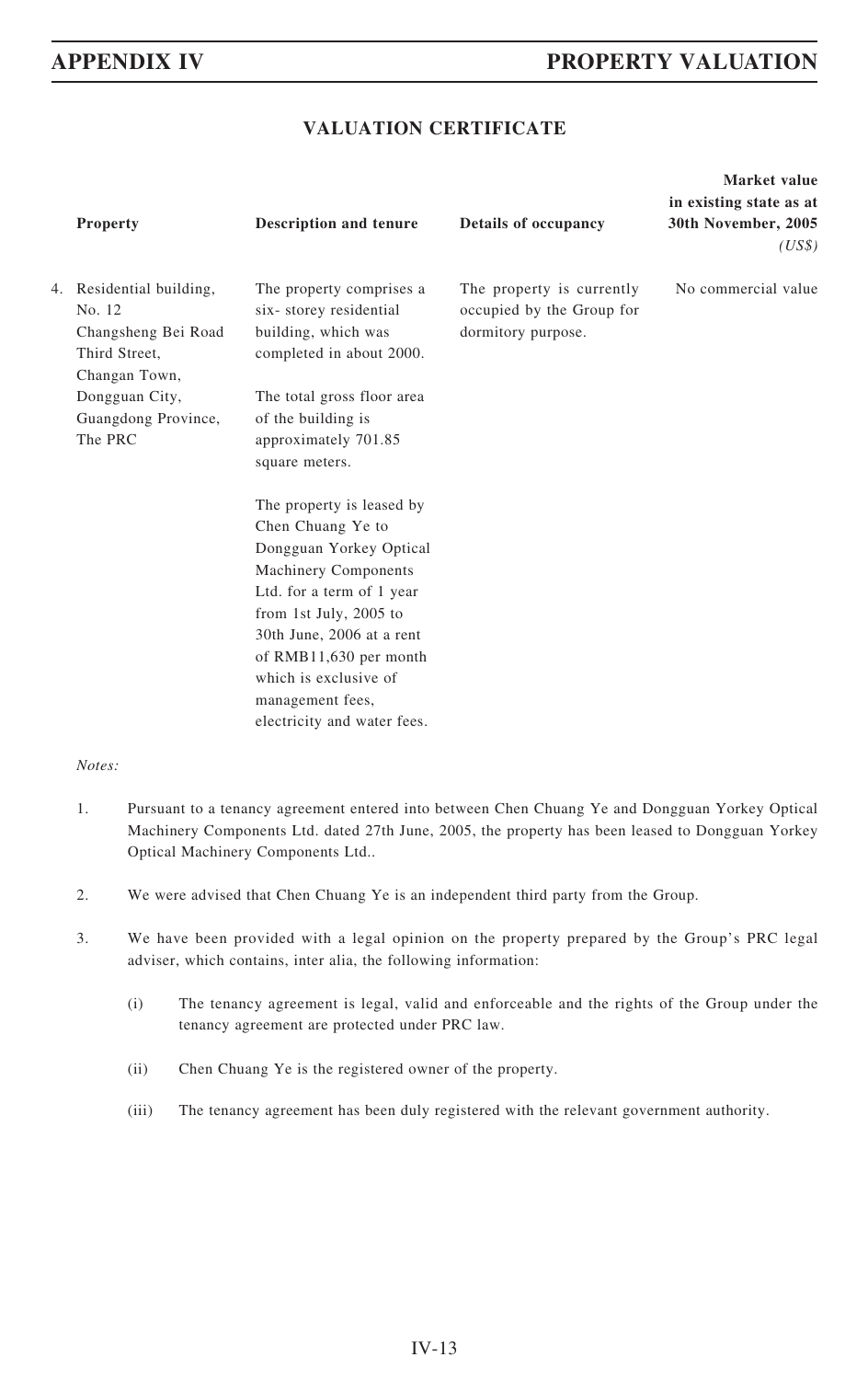# APPENDIX IV — PROPERTY VALUATION

## VALUATION CERTIFICATE

| | Property | Description and tenure | Details of occupancy | Market value in existing state as at 30th November, 2005 *(US$)* |
|---|---|---|---|---|
| 4. | Residential building, No. 12 Changsheng Bei Road Third Street, Changan Town, Dongguan City, Guangdong Province, The PRC | The property comprises a six- storey residential building, which was completed in about 2000.<br><br>The total gross floor area of the building is approximately 701.85 square meters.<br><br>The property is leased by Chen Chuang Ye to Dongguan Yorkey Optical Machinery Components Ltd. for a term of 1 year from 1st July, 2005 to 30th June, 2006 at a rent of RMB11,630 per month which is exclusive of management fees, electricity and water fees. | The property is currently occupied by the Group for dormitory purpose. | No commercial value |

*Notes:*

1. Pursuant to a tenancy agreement entered into between Chen Chuang Ye and Dongguan Yorkey Optical Machinery Components Ltd. dated 27th June, 2005, the property has been leased to Dongguan Yorkey Optical Machinery Components Ltd..

2. We were advised that Chen Chuang Ye is an independent third party from the Group.

3. We have been provided with a legal opinion on the property prepared by the Group's PRC legal adviser, which contains, inter alia, the following information:

   (i) The tenancy agreement is legal, valid and enforceable and the rights of the Group under the tenancy agreement are protected under PRC law.

   (ii) Chen Chuang Ye is the registered owner of the property.

   (iii) The tenancy agreement has been duly registered with the relevant government authority.